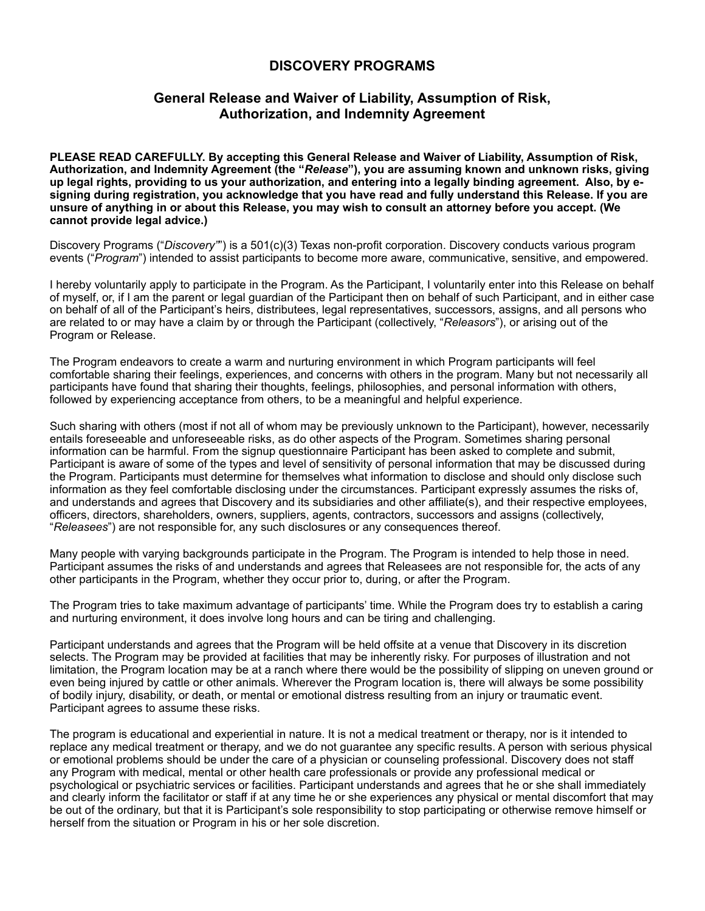# DISCOVERY PROGRAMS

## General Release and Waiver of Liability, Assumption of Risk, Authorization, and Indemnity Agreement

**PLEASE READ CAREFULLY. By accepting this General Release and Waiver of Liability, Assumption of Risk, Authorization, and Indemnity Agreement (the "*Release*"), you are assuming known and unknown risks, giving up legal rights, providing to us your authorization, and entering into a legally binding agreement. Also, by e-signing during registration, you acknowledge that you have read and fully understand this Release. If you are unsure of anything in or about this Release, you may wish to consult an attorney before you accept. (We cannot provide legal advice.)**

Discovery Programs ("*Discovery*"") is a 501(c)(3) Texas non-profit corporation. Discovery conducts various program events ("*Program*") intended to assist participants to become more aware, communicative, sensitive, and empowered.

I hereby voluntarily apply to participate in the Program. As the Participant, I voluntarily enter into this Release on behalf of myself, or, if I am the parent or legal guardian of the Participant then on behalf of such Participant, and in either case on behalf of all of the Participant's heirs, distributees, legal representatives, successors, assigns, and all persons who are related to or may have a claim by or through the Participant (collectively, "*Releasors*"), or arising out of the Program or Release.

The Program endeavors to create a warm and nurturing environment in which Program participants will feel comfortable sharing their feelings, experiences, and concerns with others in the program. Many but not necessarily all participants have found that sharing their thoughts, feelings, philosophies, and personal information with others, followed by experiencing acceptance from others, to be a meaningful and helpful experience.

Such sharing with others (most if not all of whom may be previously unknown to the Participant), however, necessarily entails foreseeable and unforeseeable risks, as do other aspects of the Program. Sometimes sharing personal information can be harmful. From the signup questionnaire Participant has been asked to complete and submit, Participant is aware of some of the types and level of sensitivity of personal information that may be discussed during the Program. Participants must determine for themselves what information to disclose and should only disclose such information as they feel comfortable disclosing under the circumstances. Participant expressly assumes the risks of, and understands and agrees that Discovery and its subsidiaries and other affiliate(s), and their respective employees, officers, directors, shareholders, owners, suppliers, agents, contractors, successors and assigns (collectively, "*Releasees*") are not responsible for, any such disclosures or any consequences thereof.

Many people with varying backgrounds participate in the Program. The Program is intended to help those in need. Participant assumes the risks of and understands and agrees that Releasees are not responsible for, the acts of any other participants in the Program, whether they occur prior to, during, or after the Program.

The Program tries to take maximum advantage of participants' time. While the Program does try to establish a caring and nurturing environment, it does involve long hours and can be tiring and challenging.

Participant understands and agrees that the Program will be held offsite at a venue that Discovery in its discretion selects. The Program may be provided at facilities that may be inherently risky. For purposes of illustration and not limitation, the Program location may be at a ranch where there would be the possibility of slipping on uneven ground or even being injured by cattle or other animals. Wherever the Program location is, there will always be some possibility of bodily injury, disability, or death, or mental or emotional distress resulting from an injury or traumatic event. Participant agrees to assume these risks.

The program is educational and experiential in nature. It is not a medical treatment or therapy, nor is it intended to replace any medical treatment or therapy, and we do not guarantee any specific results. A person with serious physical or emotional problems should be under the care of a physician or counseling professional. Discovery does not staff any Program with medical, mental or other health care professionals or provide any professional medical or psychological or psychiatric services or facilities. Participant understands and agrees that he or she shall immediately and clearly inform the facilitator or staff if at any time he or she experiences any physical or mental discomfort that may be out of the ordinary, but that it is Participant's sole responsibility to stop participating or otherwise remove himself or herself from the situation or Program in his or her sole discretion.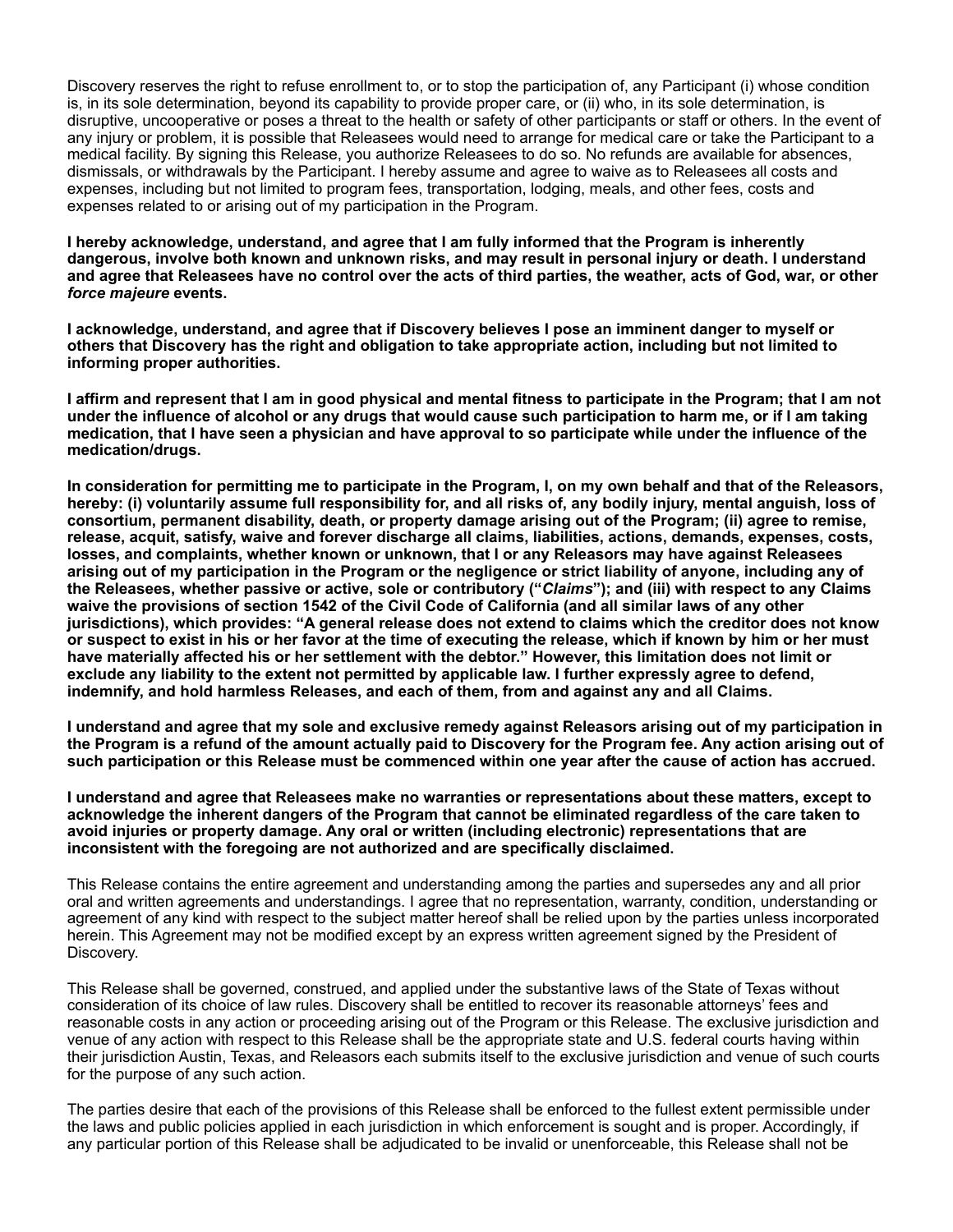Discovery reserves the right to refuse enrollment to, or to stop the participation of, any Participant (i) whose condition is, in its sole determination, beyond its capability to provide proper care, or (ii) who, in its sole determination, is disruptive, uncooperative or poses a threat to the health or safety of other participants or staff or others. In the event of any injury or problem, it is possible that Releasees would need to arrange for medical care or take the Participant to a medical facility. By signing this Release, you authorize Releasees to do so. No refunds are available for absences, dismissals, or withdrawals by the Participant. I hereby assume and agree to waive as to Releasees all costs and expenses, including but not limited to program fees, transportation, lodging, meals, and other fees, costs and expenses related to or arising out of my participation in the Program.

**I hereby acknowledge, understand, and agree that I am fully informed that the Program is inherently dangerous, involve both known and unknown risks, and may result in personal injury or death. I understand and agree that Releasees have no control over the acts of third parties, the weather, acts of God, war, or other *force majeure* events.**

**I acknowledge, understand, and agree that if Discovery believes I pose an imminent danger to myself or others that Discovery has the right and obligation to take appropriate action, including but not limited to informing proper authorities.**

**I affirm and represent that I am in good physical and mental fitness to participate in the Program; that I am not under the influence of alcohol or any drugs that would cause such participation to harm me, or if I am taking medication, that I have seen a physician and have approval to so participate while under the influence of the medication/drugs.**

**In consideration for permitting me to participate in the Program, I, on my own behalf and that of the Releasors, hereby: (i) voluntarily assume full responsibility for, and all risks of, any bodily injury, mental anguish, loss of consortium, permanent disability, death, or property damage arising out of the Program; (ii) agree to remise, release, acquit, satisfy, waive and forever discharge all claims, liabilities, actions, demands, expenses, costs, losses, and complaints, whether known or unknown, that I or any Releasors may have against Releasees arising out of my participation in the Program or the negligence or strict liability of anyone, including any of the Releasees, whether passive or active, sole or contributory ("*Claims*"); and (iii) with respect to any Claims waive the provisions of section 1542 of the Civil Code of California (and all similar laws of any other jurisdictions), which provides: "A general release does not extend to claims which the creditor does not know or suspect to exist in his or her favor at the time of executing the release, which if known by him or her must have materially affected his or her settlement with the debtor." However, this limitation does not limit or exclude any liability to the extent not permitted by applicable law. I further expressly agree to defend, indemnify, and hold harmless Releases, and each of them, from and against any and all Claims.**

**I understand and agree that my sole and exclusive remedy against Releasors arising out of my participation in the Program is a refund of the amount actually paid to Discovery for the Program fee. Any action arising out of such participation or this Release must be commenced within one year after the cause of action has accrued.**

**I understand and agree that Releasees make no warranties or representations about these matters, except to acknowledge the inherent dangers of the Program that cannot be eliminated regardless of the care taken to avoid injuries or property damage. Any oral or written (including electronic) representations that are inconsistent with the foregoing are not authorized and are specifically disclaimed.**

This Release contains the entire agreement and understanding among the parties and supersedes any and all prior oral and written agreements and understandings. I agree that no representation, warranty, condition, understanding or agreement of any kind with respect to the subject matter hereof shall be relied upon by the parties unless incorporated herein. This Agreement may not be modified except by an express written agreement signed by the President of Discovery.

This Release shall be governed, construed, and applied under the substantive laws of the State of Texas without consideration of its choice of law rules. Discovery shall be entitled to recover its reasonable attorneys' fees and reasonable costs in any action or proceeding arising out of the Program or this Release. The exclusive jurisdiction and venue of any action with respect to this Release shall be the appropriate state and U.S. federal courts having within their jurisdiction Austin, Texas, and Releasors each submits itself to the exclusive jurisdiction and venue of such courts for the purpose of any such action.

The parties desire that each of the provisions of this Release shall be enforced to the fullest extent permissible under the laws and public policies applied in each jurisdiction in which enforcement is sought and is proper. Accordingly, if any particular portion of this Release shall be adjudicated to be invalid or unenforceable, this Release shall not be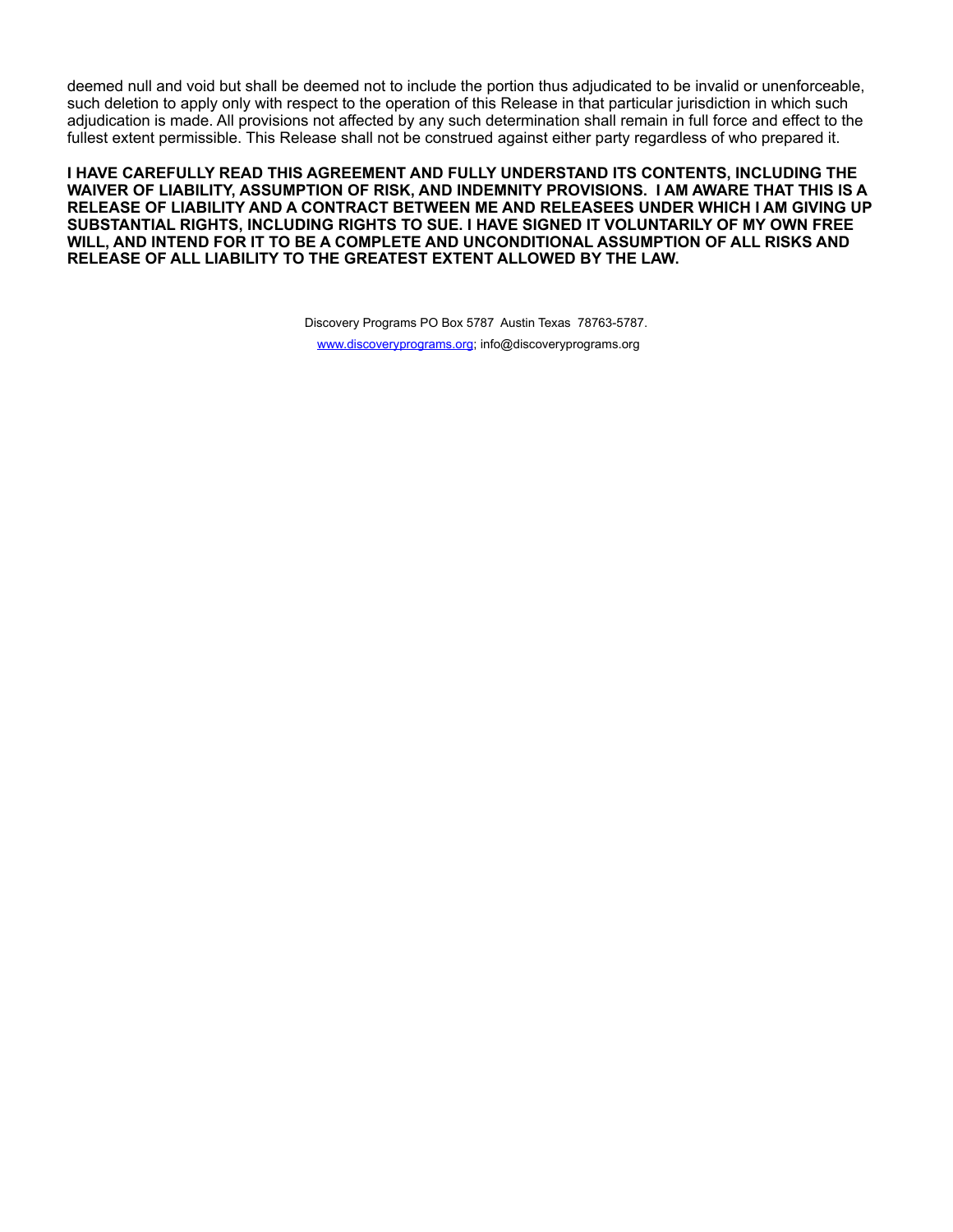deemed null and void but shall be deemed not to include the portion thus adjudicated to be invalid or unenforceable, such deletion to apply only with respect to the operation of this Release in that particular jurisdiction in which such adjudication is made. All provisions not affected by any such determination shall remain in full force and effect to the fullest extent permissible. This Release shall not be construed against either party regardless of who prepared it.

**I HAVE CAREFULLY READ THIS AGREEMENT AND FULLY UNDERSTAND ITS CONTENTS, INCLUDING THE WAIVER OF LIABILITY, ASSUMPTION OF RISK, AND INDEMNITY PROVISIONS. I AM AWARE THAT THIS IS A RELEASE OF LIABILITY AND A CONTRACT BETWEEN ME AND RELEASEES UNDER WHICH I AM GIVING UP SUBSTANTIAL RIGHTS, INCLUDING RIGHTS TO SUE. I HAVE SIGNED IT VOLUNTARILY OF MY OWN FREE WILL, AND INTEND FOR IT TO BE A COMPLETE AND UNCONDITIONAL ASSUMPTION OF ALL RISKS AND RELEASE OF ALL LIABILITY TO THE GREATEST EXTENT ALLOWED BY THE LAW.**

Discovery Programs PO Box 5787 Austin Texas 78763-5787.

[www.discoveryprograms.org](http://www.discoveryprograms.org); info@discoveryprograms.org